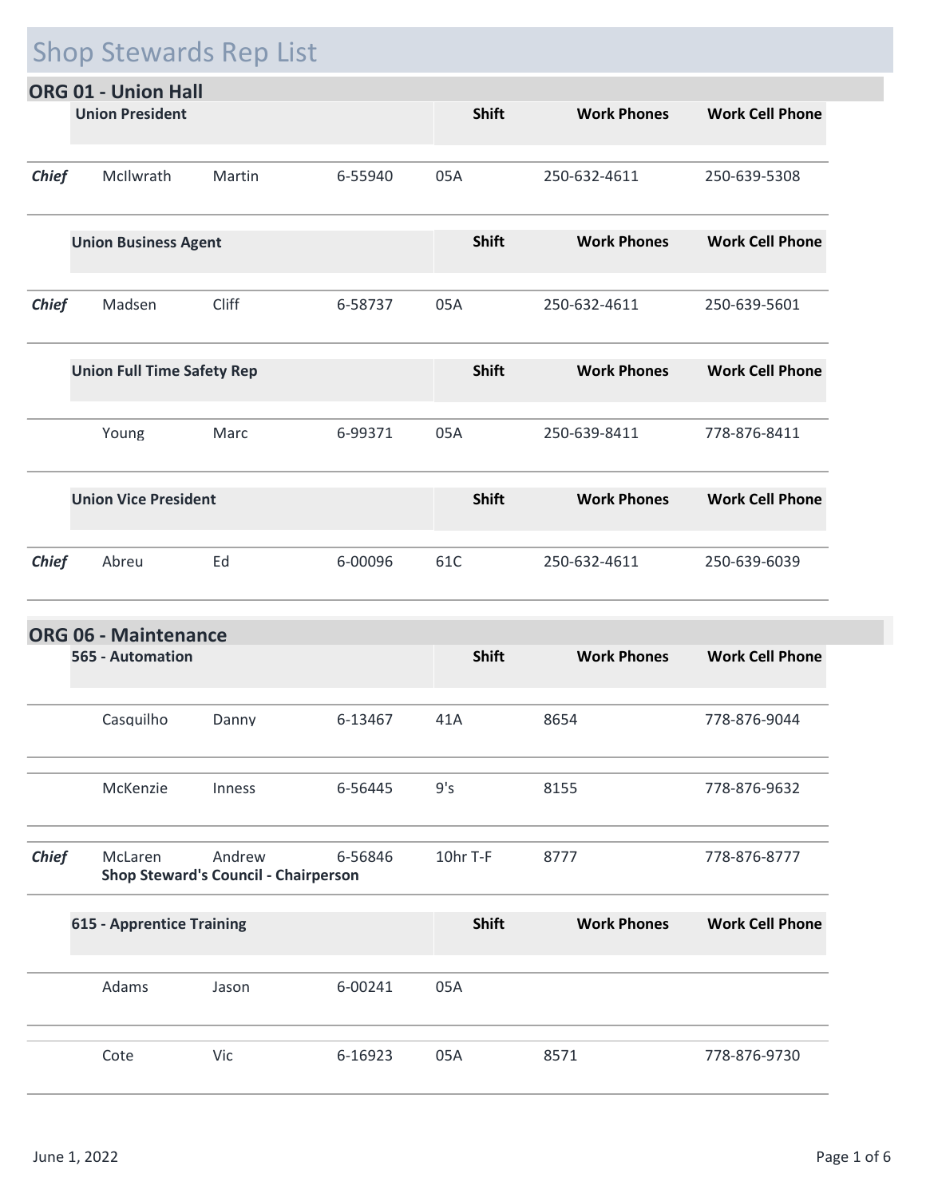# Shop Stewards Rep List

## ORG 01 - Union Hall

| | Union President | | | Shift | Work Phones | Work Cell Phone |
|---|---|---|---|---|---|---|
| *Chief* | McIlwrath | Martin | 6-55940 | 05A | 250-632-4611 | 250-639-5308 |

| | Union Business Agent | | | Shift | Work Phones | Work Cell Phone |
|---|---|---|---|---|---|---|
| *Chief* | Madsen | Cliff | 6-58737 | 05A | 250-632-4611 | 250-639-5601 |

| | Union Full Time Safety Rep | | | Shift | Work Phones | Work Cell Phone |
|---|---|---|---|---|---|---|
| | Young | Marc | 6-99371 | 05A | 250-639-8411 | 778-876-8411 |

| | Union Vice President | | | Shift | Work Phones | Work Cell Phone |
|---|---|---|---|---|---|---|
| *Chief* | Abreu | Ed | 6-00096 | 61C | 250-632-4611 | 250-639-6039 |

## ORG 06 - Maintenance

| | 565 - Automation | | | Shift | Work Phones | Work Cell Phone |
|---|---|---|---|---|---|---|
| | Casquilho | Danny | 6-13467 | 41A | 8654 | 778-876-9044 |
| | McKenzie | Inness | 6-56445 | 9's | 8155 | 778-876-9632 |
| *Chief* | McLaren<br>**Shop Steward's Council - Chairperson** | Andrew | 6-56846 | 10hr T-F | 8777 | 778-876-8777 |

| | 615 - Apprentice Training | | | Shift | Work Phones | Work Cell Phone |
|---|---|---|---|---|---|---|
| | Adams | Jason | 6-00241 | 05A | | |
| | Cote | Vic | 6-16923 | 05A | 8571 | 778-876-9730 |

June 1, 2022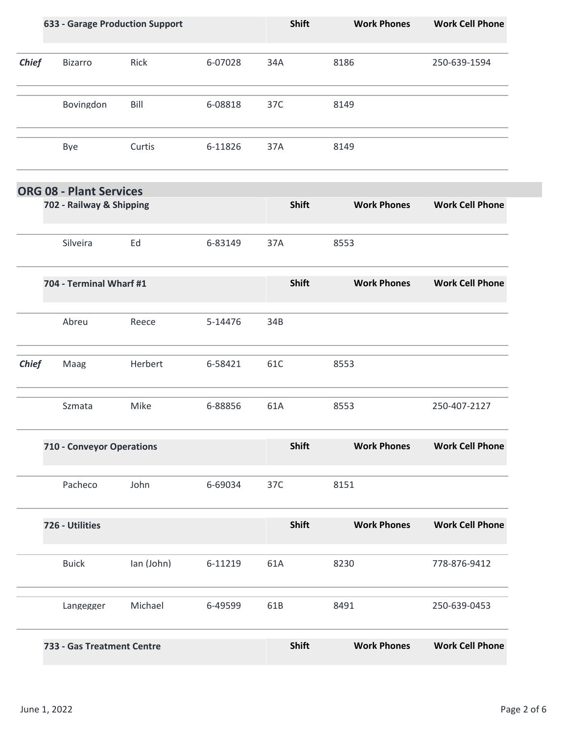| | 633 - Garage Production Support | | | Shift | Work Phones | Work Cell Phone |
|---|---|---|---|---|---|---|
| ***Chief*** | Bizarro | Rick | 6-07028 | 34A | 8186 | 250-639-1594 |
| | Bovingdon | Bill | 6-08818 | 37C | 8149 | |
| | Bye | Curtis | 6-11826 | 37A | 8149 | |

## ORG 08 - Plant Services

| | 702 - Railway & Shipping | | | Shift | Work Phones | Work Cell Phone |
|---|---|---|---|---|---|---|
| | Silveira | Ed | 6-83149 | 37A | 8553 | |

| | 704 - Terminal Wharf #1 | | | Shift | Work Phones | Work Cell Phone |
|---|---|---|---|---|---|---|
| | Abreu | Reece | 5-14476 | 34B | | |
| ***Chief*** | Maag | Herbert | 6-58421 | 61C | 8553 | |
| | Szmata | Mike | 6-88856 | 61A | 8553 | 250-407-2127 |

| | 710 - Conveyor Operations | | | Shift | Work Phones | Work Cell Phone |
|---|---|---|---|---|---|---|
| | Pacheco | John | 6-69034 | 37C | 8151 | |

| | 726 - Utilities | | | Shift | Work Phones | Work Cell Phone |
|---|---|---|---|---|---|---|
| | Buick | Ian (John) | 6-11219 | 61A | 8230 | 778-876-9412 |
| | Langegger | Michael | 6-49599 | 61B | 8491 | 250-639-0453 |

| | 733 - Gas Treatment Centre | | | Shift | Work Phones | Work Cell Phone |
|---|---|---|---|---|---|---|

June 1, 2022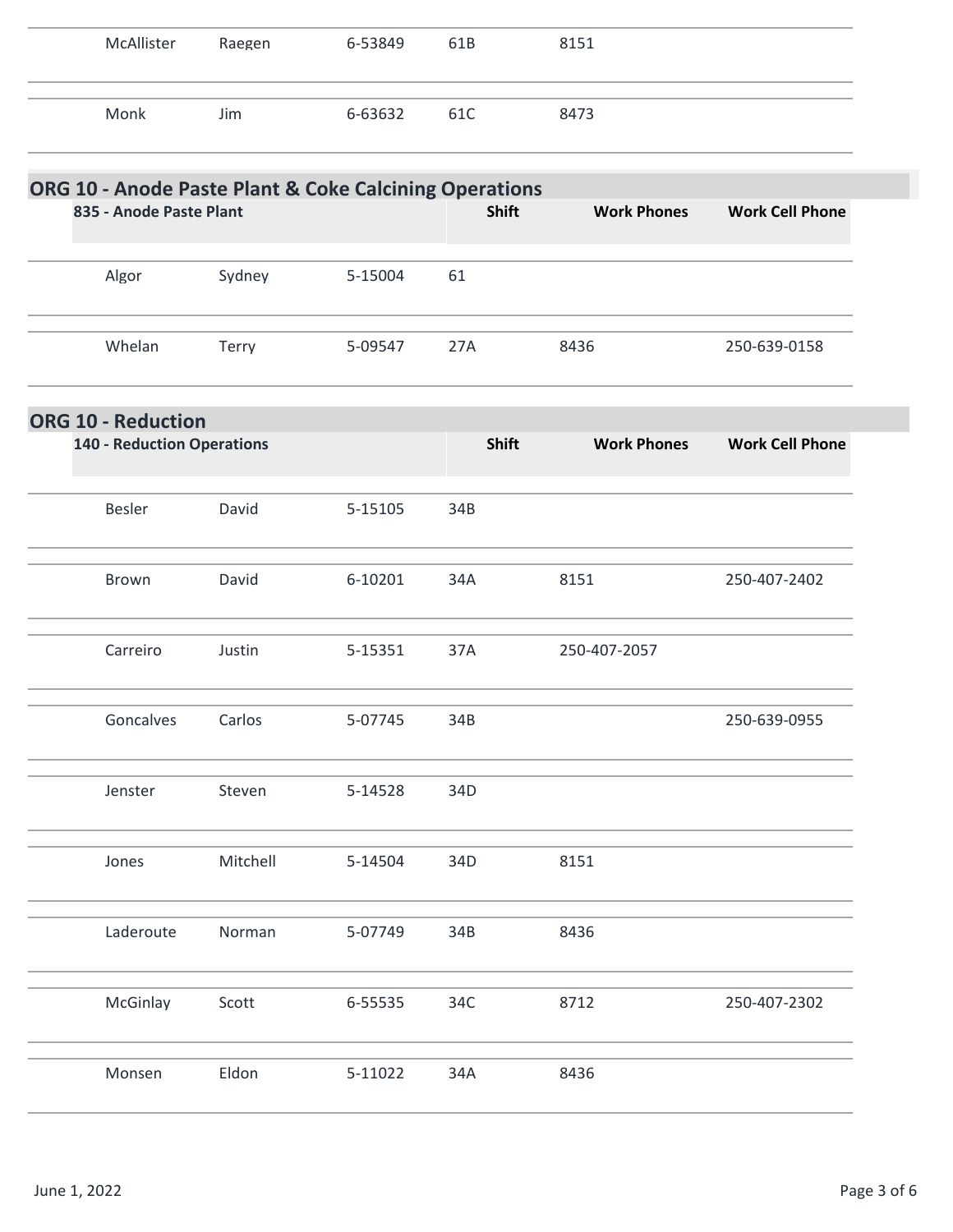| | | | | | |
|---|---|---|---|---|---|
| McAllister | Raegen | 6-53849 | 61B | 8151 | |
| Monk | Jim | 6-63632 | 61C | 8473 | |

## ORG 10 - Anode Paste Plant & Coke Calcining Operations

| 835 - Anode Paste Plant | | | Shift | Work Phones | Work Cell Phone |
|---|---|---|---|---|---|
| Algor | Sydney | 5-15004 | 61 | | |
| Whelan | Terry | 5-09547 | 27A | 8436 | 250-639-0158 |

## ORG 10 - Reduction

| 140 - Reduction Operations | | | Shift | Work Phones | Work Cell Phone |
|---|---|---|---|---|---|
| Besler | David | 5-15105 | 34B | | |
| Brown | David | 6-10201 | 34A | 8151 | 250-407-2402 |
| Carreiro | Justin | 5-15351 | 37A | 250-407-2057 | |
| Goncalves | Carlos | 5-07745 | 34B | | 250-639-0955 |
| Jenster | Steven | 5-14528 | 34D | | |
| Jones | Mitchell | 5-14504 | 34D | 8151 | |
| Laderoute | Norman | 5-07749 | 34B | 8436 | |
| McGinlay | Scott | 6-55535 | 34C | 8712 | 250-407-2302 |
| Monsen | Eldon | 5-11022 | 34A | 8436 | |

June 1, 2022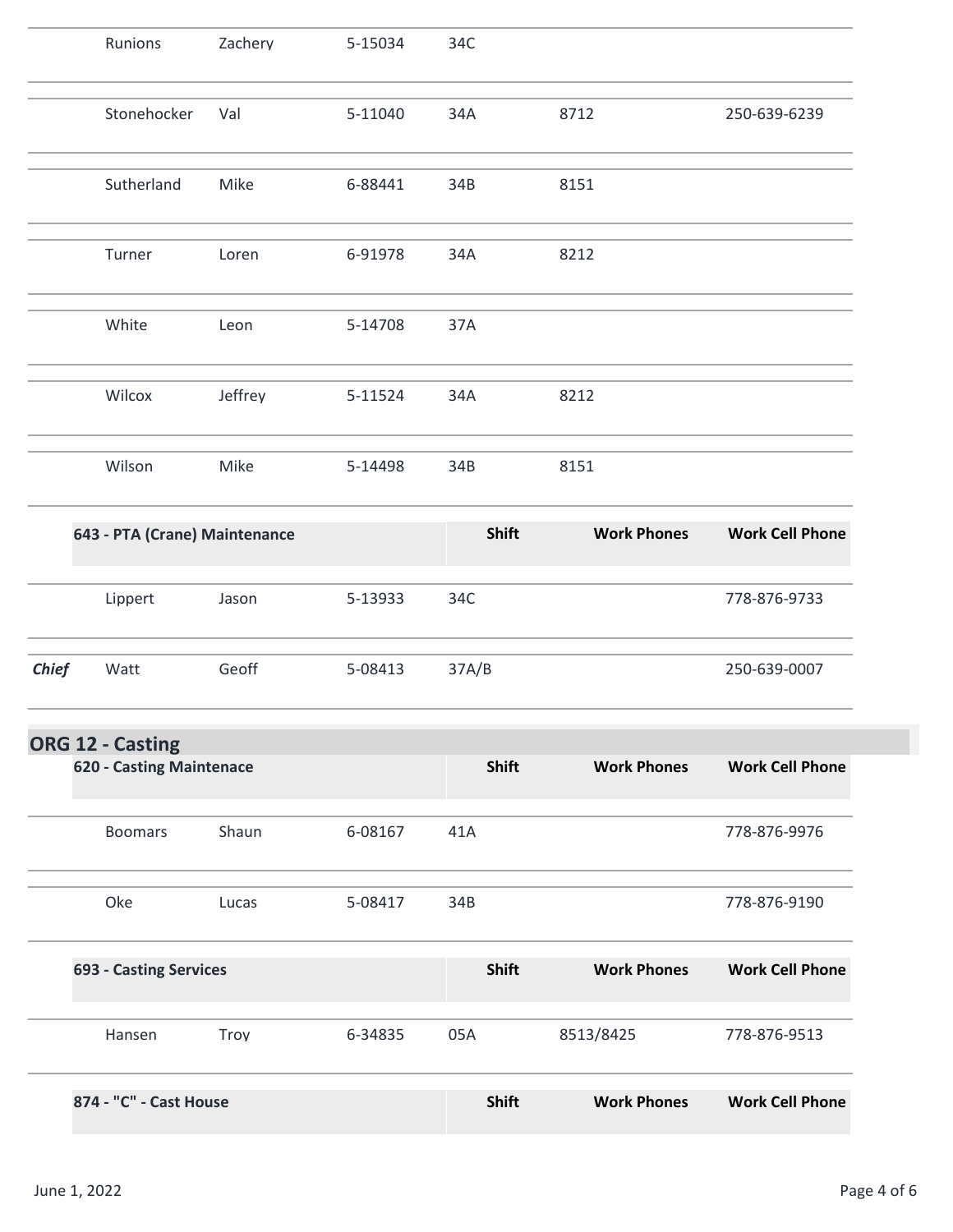| | | | | | | |
|---|---|---|---|---|---|---|
| | Runions | Zachery | 5-15034 | 34C | | |
| | Stonehocker | Val | 5-11040 | 34A | 8712 | 250-639-6239 |
| | Sutherland | Mike | 6-88441 | 34B | 8151 | |
| | Turner | Loren | 6-91978 | 34A | 8212 | |
| | White | Leon | 5-14708 | 37A | | |
| | Wilcox | Jeffrey | 5-11524 | 34A | 8212 | |
| | Wilson | Mike | 5-14498 | 34B | 8151 | |

| | 643 - PTA (Crane) Maintenance | | | Shift | Work Phones | Work Cell Phone |
|---|---|---|---|---|---|---|
| | Lippert | Jason | 5-13933 | 34C | | 778-876-9733 |
| *Chief* | Watt | Geoff | 5-08413 | 37A/B | | 250-639-0007 |

## ORG 12 - Casting

| | 620 - Casting Maintenace | | | Shift | Work Phones | Work Cell Phone |
|---|---|---|---|---|---|---|
| | Boomars | Shaun | 6-08167 | 41A | | 778-876-9976 |
| | Oke | Lucas | 5-08417 | 34B | | 778-876-9190 |

| | 693 - Casting Services | | | Shift | Work Phones | Work Cell Phone |
|---|---|---|---|---|---|---|
| | Hansen | Troy | 6-34835 | 05A | 8513/8425 | 778-876-9513 |

| | 874 - "C" - Cast House | | | Shift | Work Phones | Work Cell Phone |
|---|---|---|---|---|---|---|

June 1, 2022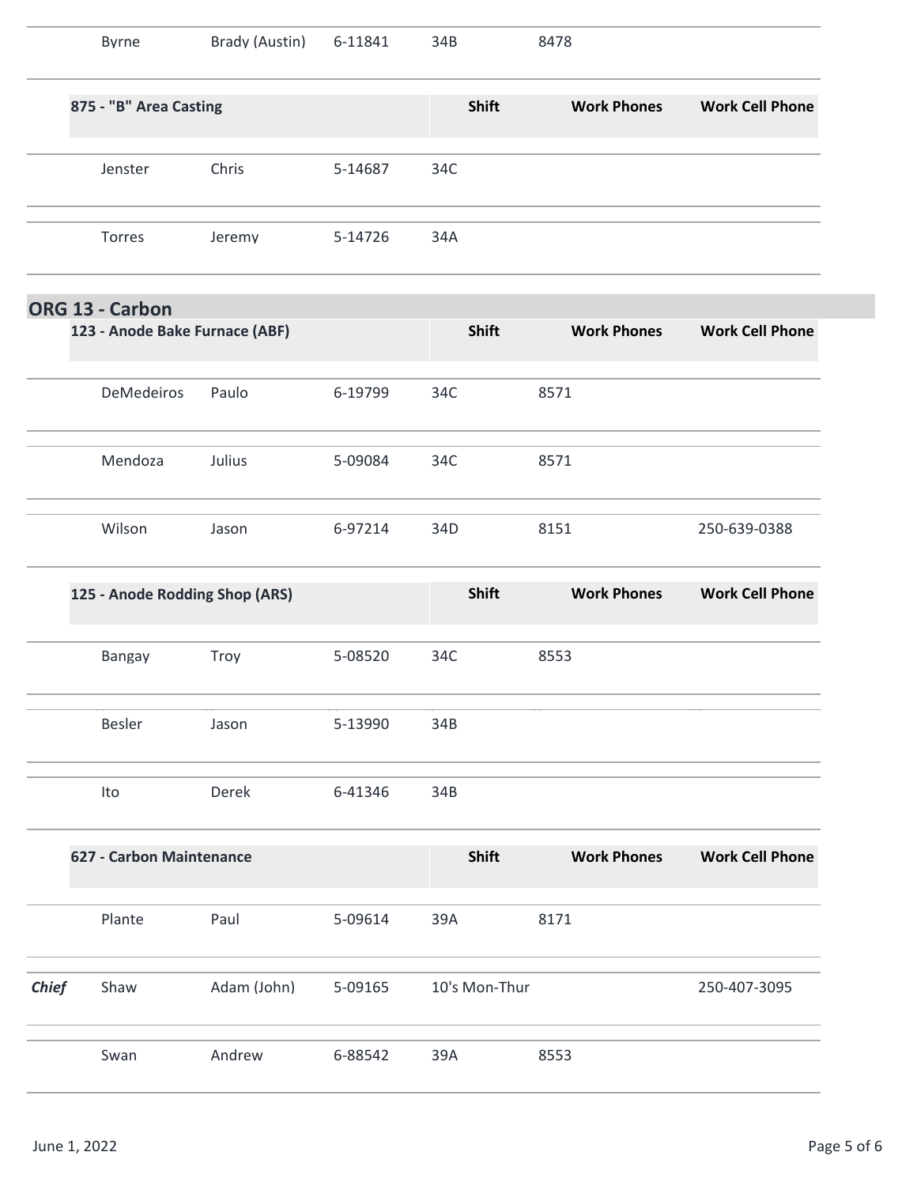| | | | | Shift | Work Phones | Work Cell Phone |
|---|---|---|---|---|---|---|
| | Byrne | Brady (Austin) | 6-11841 | 34B | 8478 | |

### 875 - "B" Area Casting

| | | | | Shift | Work Phones | Work Cell Phone |
|---|---|---|---|---|---|---|
| | Jenster | Chris | 5-14687 | 34C | | |
| | Torres | Jeremy | 5-14726 | 34A | | |

## ORG 13 - Carbon

### 123 - Anode Bake Furnace (ABF)

| | | | | Shift | Work Phones | Work Cell Phone |
|---|---|---|---|---|---|---|
| | DeMedeiros | Paulo | 6-19799 | 34C | 8571 | |
| | Mendoza | Julius | 5-09084 | 34C | 8571 | |
| | Wilson | Jason | 6-97214 | 34D | 8151 | 250-639-0388 |

### 125 - Anode Rodding Shop (ARS)

| | | | | Shift | Work Phones | Work Cell Phone |
|---|---|---|---|---|---|---|
| | Bangay | Troy | 5-08520 | 34C | 8553 | |
| | Besler | Jason | 5-13990 | 34B | | |
| | Ito | Derek | 6-41346 | 34B | | |

### 627 - Carbon Maintenance

| | | | | Shift | Work Phones | Work Cell Phone |
|---|---|---|---|---|---|---|
| | Plante | Paul | 5-09614 | 39A | 8171 | |
| ***Chief*** | Shaw | Adam (John) | 5-09165 | 10's Mon-Thur | | 250-407-3095 |
| | Swan | Andrew | 6-88542 | 39A | 8553 | |

June 1, 2022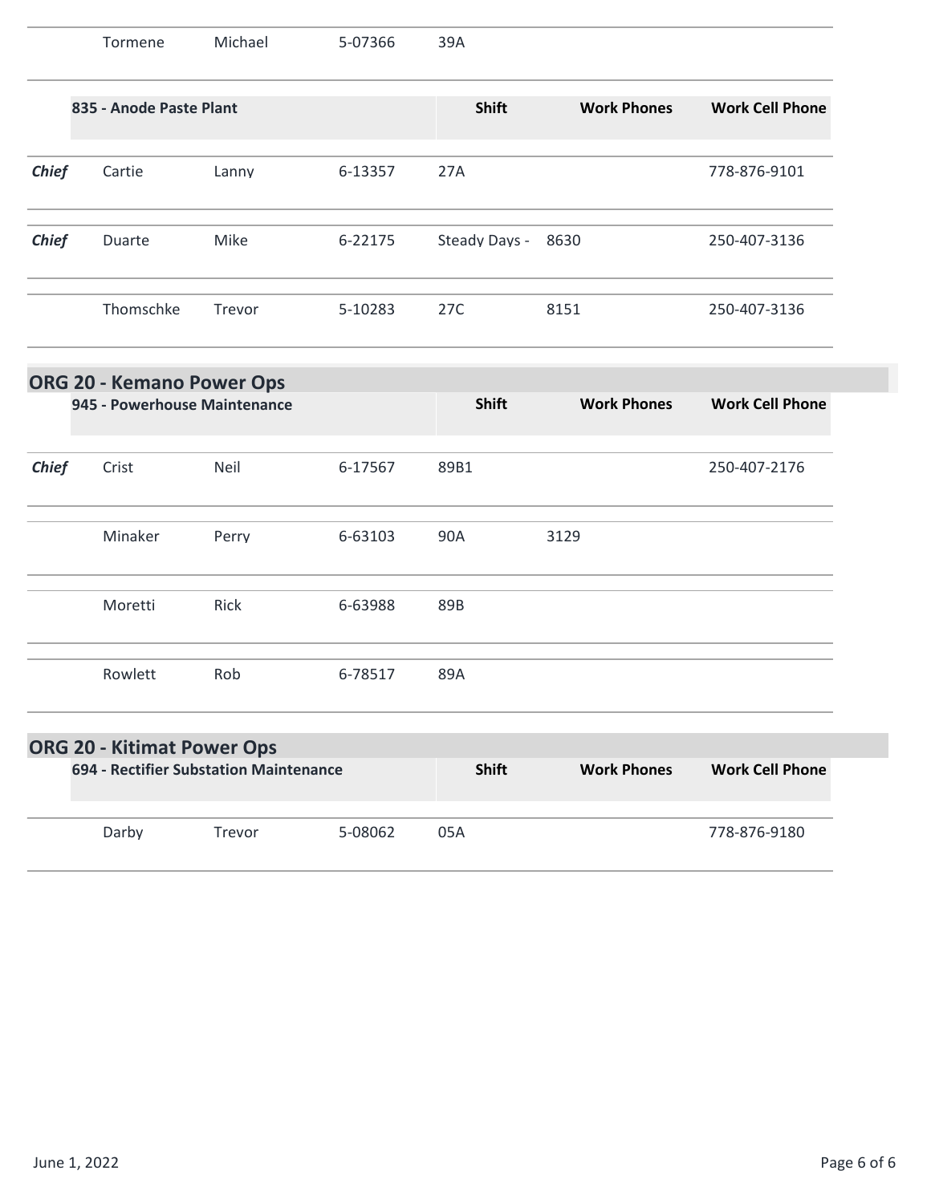| | | | | | | |
|---|---|---|---|---|---|---|
| | Tormene | Michael | 5-07366 | 39A | | |

| | 835 - Anode Paste Plant | | | Shift | Work Phones | Work Cell Phone |
|---|---|---|---|---|---|---|
| *Chief* | Cartie | Lanny | 6-13357 | 27A | | 778-876-9101 |
| *Chief* | Duarte | Mike | 6-22175 | Steady Days - | 8630 | 250-407-3136 |
| | Thomschke | Trevor | 5-10283 | 27C | 8151 | 250-407-3136 |

## ORG 20 - Kemano Power Ops

| | 945 - Powerhouse Maintenance | | | Shift | Work Phones | Work Cell Phone |
|---|---|---|---|---|---|---|
| *Chief* | Crist | Neil | 6-17567 | 89B1 | | 250-407-2176 |
| | Minaker | Perry | 6-63103 | 90A | 3129 | |
| | Moretti | Rick | 6-63988 | 89B | | |
| | Rowlett | Rob | 6-78517 | 89A | | |

## ORG 20 - Kitimat Power Ops

| | 694 - Rectifier Substation Maintenance | | | Shift | Work Phones | Work Cell Phone |
|---|---|---|---|---|---|---|
| | Darby | Trevor | 5-08062 | 05A | | 778-876-9180 |

June 1, 2022